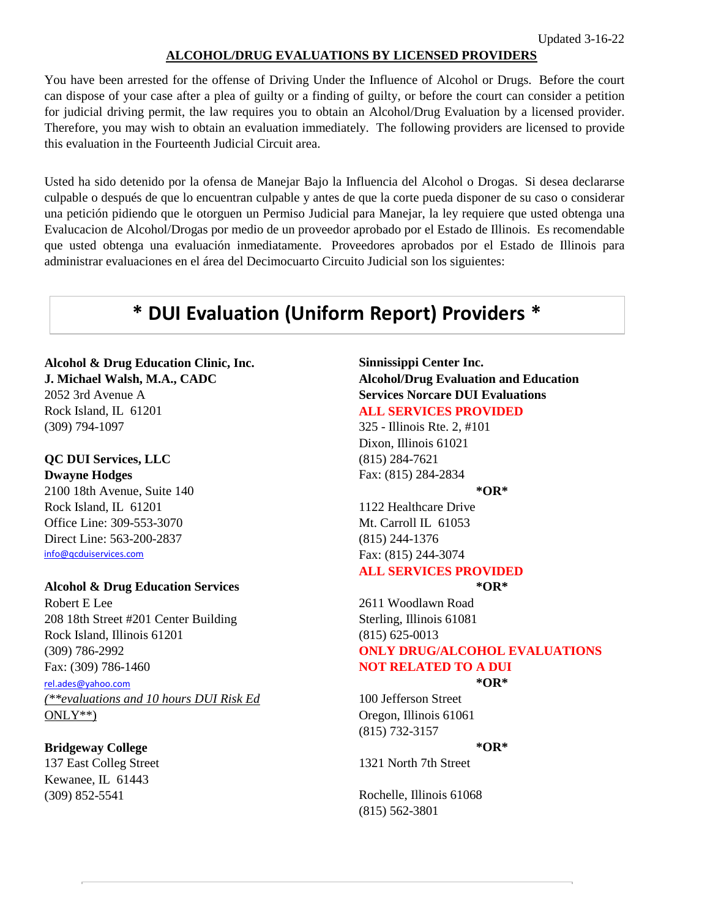Updated 3-16-22

## ALCOHOL/DRUG EVALUATIONS BY LICENSED PROVIDERS

You have been arrested for the offense of Driving Under the Influence of Alcohol or Drugs. Before the court can dispose of your case after a plea of guilty or a finding of guilty, or before the court can consider a petition for judicial driving permit, the law requires you to obtain an Alcohol/Drug Evaluation by a licensed provider. Therefore, you may wish to obtain an evaluation immediately. The following providers are licensed to provide this evaluation in the Fourteenth Judicial Circuit area.

Usted ha sido detenido por la ofensa de Manejar Bajo la Influencia del Alcohol o Drogas. Si desea declararse culpable o después de que lo encuentran culpable y antes de que la corte pueda disponer de su caso o considerar una petición pidiendo que le otorguen un Permiso Judicial para Manejar, la ley requiere que usted obtenga una Evalucacion de Alcohol/Drogas por medio de un proveedor aprobado por el Estado de Illinois. Es recomendable que usted obtenga una evaluación inmediatamente. Proveedores aprobados por el Estado de Illinois para administrar evaluaciones en el área del Decimocuarto Circuito Judicial son los siguientes:

# * DUI Evaluation (Uniform Report) Providers *

**Alcohol & Drug Education Clinic, Inc.**
**J. Michael Walsh, M.A., CADC**
2052 3rd Avenue A
Rock Island, IL 61201
(309) 794-1097

**QC DUI Services, LLC**
**Dwayne Hodges**
2100 18th Avenue, Suite 140
Rock Island, IL 61201
Office Line: 309-553-3070
Direct Line: 563-200-2837
info@qcduiservices.com

**Alcohol & Drug Education Services**
Robert E Lee
208 18th Street #201 Center Building
Rock Island, Illinois 61201
(309) 786-2992
Fax: (309) 786-1460
rel.ades@yahoo.com
*(**evaluations and 10 hours DUI Risk Ed ONLY**)*

**Bridgeway College**
137 East Colleg Street
Kewanee, IL 61443
(309) 852-5541

**Sinnissippi Center Inc.**
**Alcohol/Drug Evaluation and Education Services Norcare DUI Evaluations**
**ALL SERVICES PROVIDED**
325 - Illinois Rte. 2, #101
Dixon, Illinois 61021
(815) 284-7621
Fax: (815) 284-2834

**\*OR\***

1122 Healthcare Drive
Mt. Carroll IL 61053
(815) 244-1376
Fax: (815) 244-3074
**ALL SERVICES PROVIDED**

**\*OR\***

2611 Woodlawn Road
Sterling, Illinois 61081
(815) 625-0013
**ONLY DRUG/ALCOHOL EVALUATIONS NOT RELATED TO A DUI**

**\*OR\***

100 Jefferson Street
Oregon, Illinois 61061
(815) 732-3157

**\*OR\***

1321 North 7th Street

Rochelle, Illinois 61068
(815) 562-3801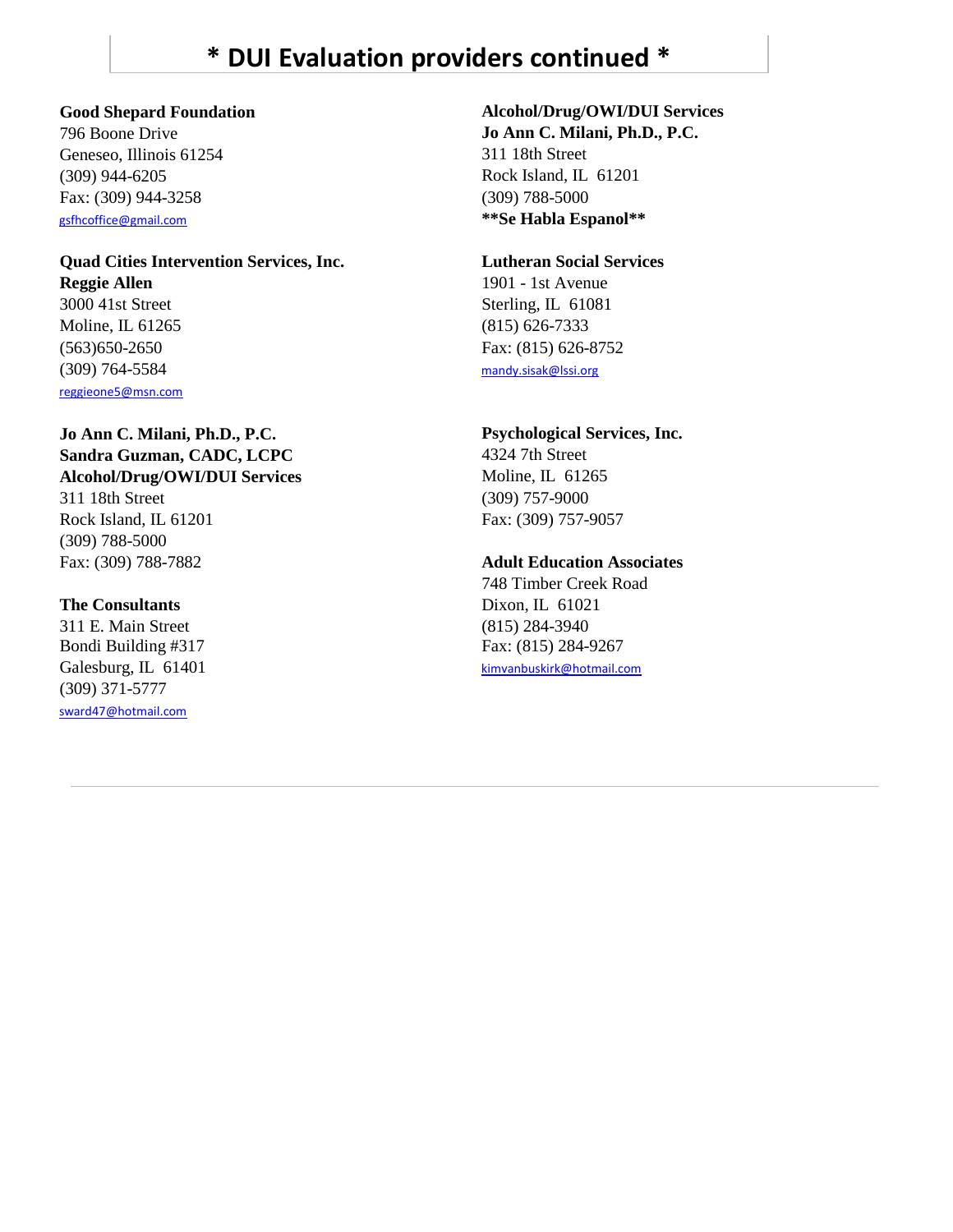# * DUI Evaluation providers continued *

**Good Shepard Foundation**
796 Boone Drive
Geneseo, Illinois 61254
(309) 944-6205
Fax: (309) 944-3258
gsfhcoffice@gmail.com

**Quad Cities Intervention Services, Inc.**
**Reggie Allen**
3000 41st Street
Moline, IL 61265
(563)650-2650
(309) 764-5584
reggieone5@msn.com

**Jo Ann C. Milani, Ph.D., P.C.**
**Sandra Guzman, CADC, LCPC**
**Alcohol/Drug/OWI/DUI Services**
311 18th Street
Rock Island, IL 61201
(309) 788-5000
Fax: (309) 788-7882

**The Consultants**
311 E. Main Street
Bondi Building #317
Galesburg, IL 61401
(309) 371-5777
sward47@hotmail.com

**Alcohol/Drug/OWI/DUI Services**
**Jo Ann C. Milani, Ph.D., P.C.**
311 18th Street
Rock Island, IL 61201
(309) 788-5000
****Se Habla Espanol****

**Lutheran Social Services**
1901 - 1st Avenue
Sterling, IL 61081
(815) 626-7333
Fax: (815) 626-8752
mandy.sisak@lssi.org

**Psychological Services, Inc.**
4324 7th Street
Moline, IL 61265
(309) 757-9000
Fax: (309) 757-9057

**Adult Education Associates**
748 Timber Creek Road
Dixon, IL 61021
(815) 284-3940
Fax: (815) 284-9267
kimvanbuskirk@hotmail.com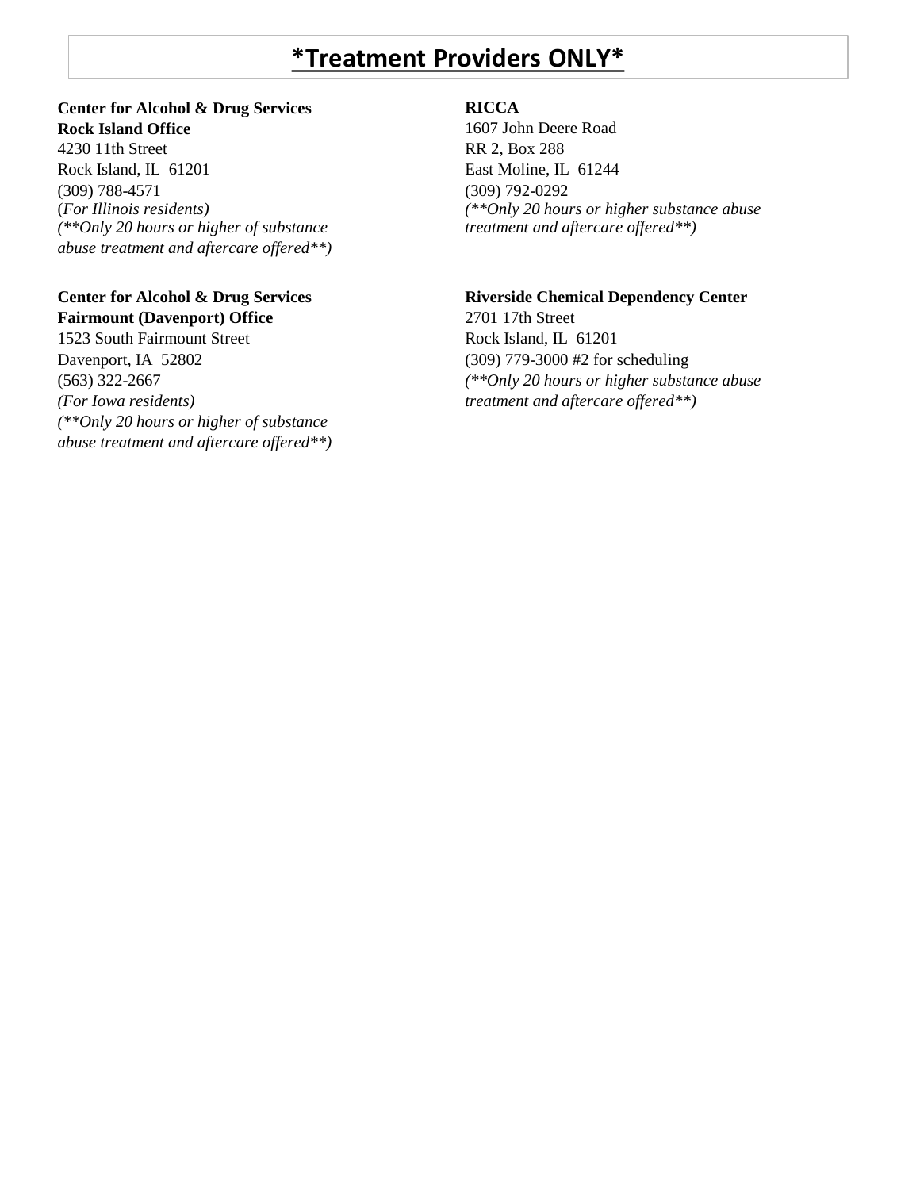# ***Treatment Providers ONLY***

**Center for Alcohol & Drug Services**
**Rock Island Office**
4230 11th Street
Rock Island, IL 61201
(309) 788-4571
(*For Illinois residents)*
*(**Only 20 hours or higher of substance abuse treatment and aftercare offered**)*

**Center for Alcohol & Drug Services**
**Fairmount (Davenport) Office**
1523 South Fairmount Street
Davenport, IA 52802
(563) 322-2667
*(For Iowa residents)*
*(**Only 20 hours or higher of substance abuse treatment and aftercare offered**)*

**RICCA**
1607 John Deere Road
RR 2, Box 288
East Moline, IL 61244
(309) 792-0292
*(**Only 20 hours or higher substance abuse treatment and aftercare offered**)*

**Riverside Chemical Dependency Center**
2701 17th Street
Rock Island, IL 61201
(309) 779-3000 #2 for scheduling
*(**Only 20 hours or higher substance abuse treatment and aftercare offered**)*